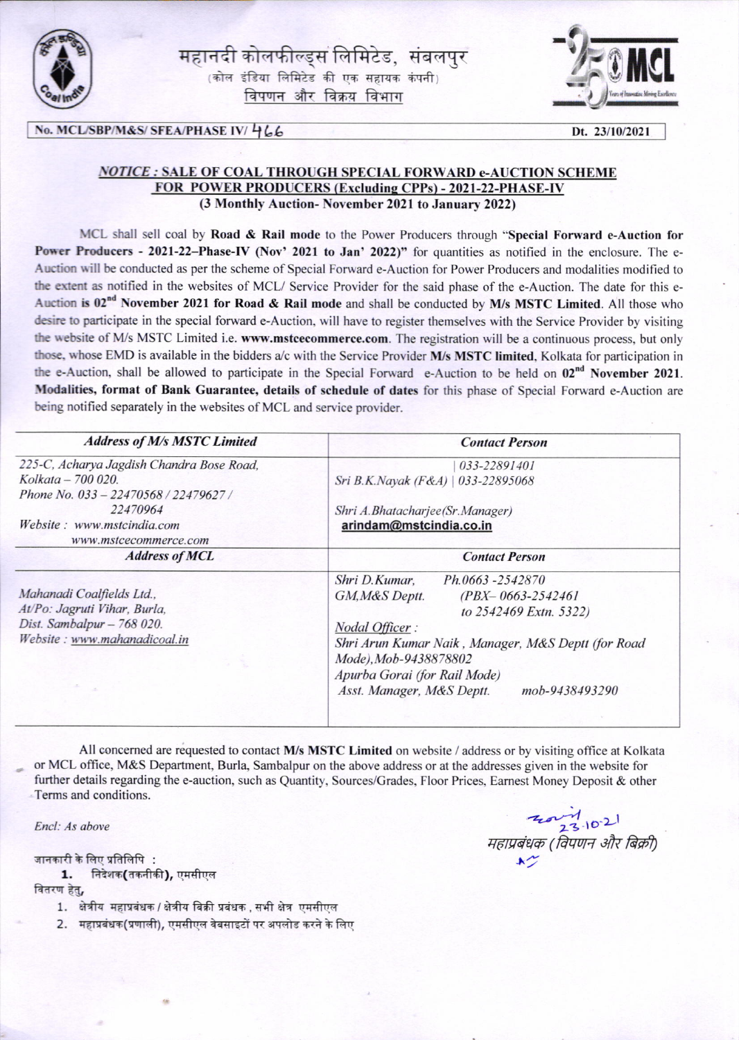# महानदी कोलफील्ड्स लिमिटेड, संबलपुर

(कोल इंडिया लिमिटेड की एक सहायक कंपनी)

विपणन और विक्रय विभाग

No. MCL/SBP/M&S/ SFEA/PHASE IV/ 466 | Dt. 23/10/2021

## *NOTICE :* SALE OF COAL THROUGH SPECIAL FORWARD e-AUCTION SCHEME FOR POWER PRODUCERS (Excluding CPPs) - 2021-22-PHASE-IV (3 Monthly Auction- November 2021 to January 2022)

MCL shall sell coal by **Road & Rail mode** to the Power Producers through **"Special Forward e-Auction for Power Producers - 2021-22–Phase-IV (Nov' 2021 to Jan' 2022)"** for quantities as notified in the enclosure. The e-Auction will be conducted as per the scheme of Special Forward e-Auction for Power Producers and modalities modified to the extent as notified in the websites of MCL/ Service Provider for the said phase of the e-Auction. The date for this e-Auction **is 02nd November 2021 for Road & Rail mode** and shall be conducted by **M/s MSTC Limited**. All those who desire to participate in the special forward e-Auction, will have to register themselves with the Service Provider by visiting the website of M/s MSTC Limited i.e. **www.mstcecommerce.com**. The registration will be a continuous process, but only those, whose EMD is available in the bidders a/c with the Service Provider **M/s MSTC limited**, Kolkata for participation in the e-Auction, shall be allowed to participate in the Special Forward e-Auction to be held on **02nd November 2021**. **Modalities, format of Bank Guarantee, details of schedule of dates** for this phase of Special Forward e-Auction are being notified separately in the websites of MCL and service provider.

| *Address of M/s MSTC Limited* | *Contact Person* |
|---|---|
| *225-C, Acharya Jagdish Chandra Bose Road, Kolkata – 700 020. Phone No. 033 – 22470568 / 22479627 / 22470964 Website : www.mstcindia.com www.mstcecommerce.com* | *Sri B.K.Nayak (F&A) \| 033-22891401 \| 033-22895068*<br>*Shri A.Bhatacharjee(Sr.Manager)* **arindam@mstcindia.co.in** |
| ***Address of MCL*** | ***Contact Person*** |
| *Mahanadi Coalfields Ltd., At/Po: Jagruti Vihar, Burla, Dist. Sambalpur – 768 020. Website : www.mahanadicoal.in* | *Shri D.Kumar, GM,M&S Deptt. Ph.0663 -2542870 (PBX– 0663-2542461 to 2542469 Extn. 5322)*<br>*Nodal Officer :*<br>*Shri Arun Kumar Naik , Manager, M&S Deptt (for Road Mode),Mob-9438878802*<br>*Apurba Gorai (for Rail Mode) Asst. Manager, M&S Deptt. mob-9438493290* |

All concerned are requested to contact **M/s MSTC Limited** on website / address or by visiting office at Kolkata or MCL office, M&S Department, Burla, Sambalpur on the above address or at the addresses given in the website for further details regarding the e-auction, such as Quantity, Sources/Grades, Floor Prices, Earnest Money Deposit & other Terms and conditions.

*Encl: As above*

23.10.21

महाप्रबंधक (विपणन और बिक्री)

जानकारी के लिए प्रतिलिपि :

1. निदेशक(तकनीकी), एमसीएल

वितरण हेतु,

1. क्षेत्रीय महाप्रबंधक / क्षेत्रीय बिक्री प्रबंधक , सभी क्षेत्र एमसीएल
2. महाप्रबंधक(प्रणाली), एमसीएल वेबसाइटों पर अपलोड करने के लिए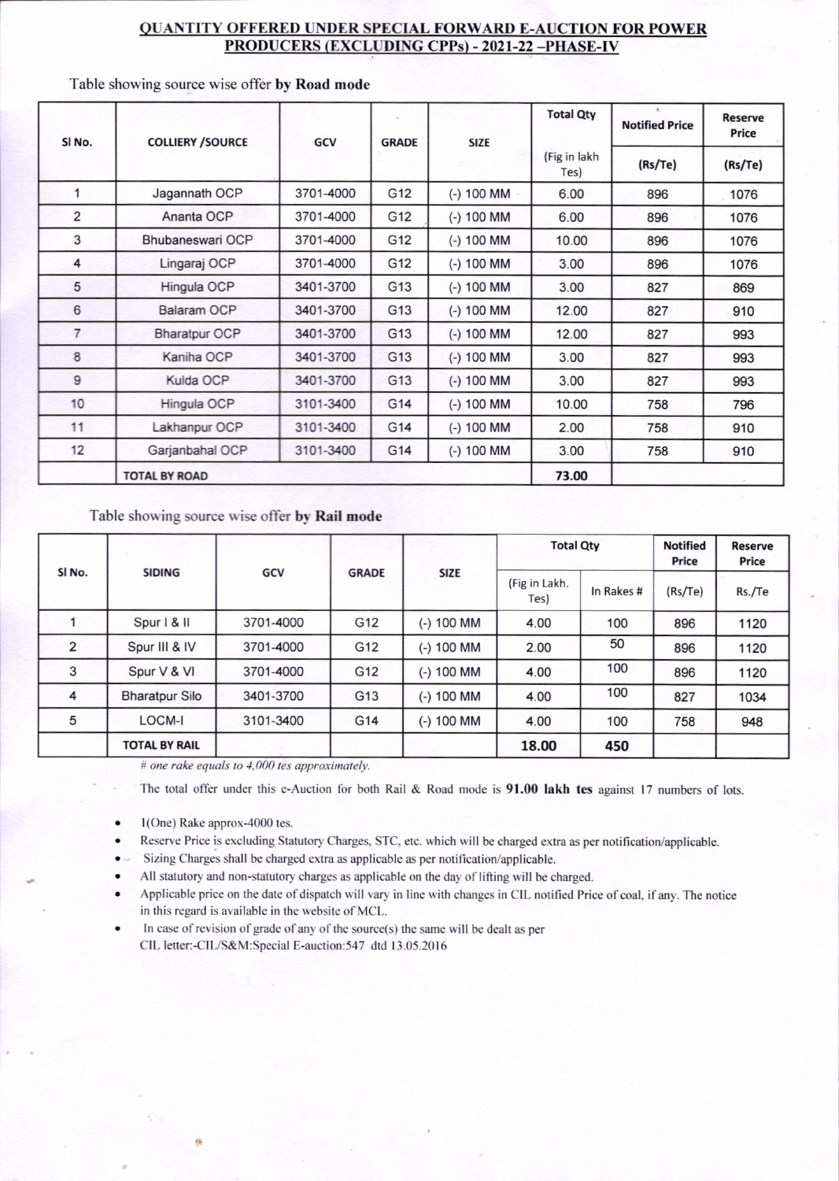## QUANTITY OFFERED UNDER SPECIAL FORWARD E-AUCTION FOR POWER PRODUCERS (EXCLUDING CPPs) - 2021-22 –PHASE-IV

Table showing source wise offer **by Road mode**

| Sl No. | COLLIERY /SOURCE | GCV | GRADE | SIZE | Total Qty (Fig in lakh Tes) | Notified Price (Rs/Te) | Reserve Price (Rs/Te) |
|---|---|---|---|---|---|---|---|
| 1 | Jagannath OCP | 3701-4000 | G12 | (-) 100 MM | 6.00 | 896 | 1076 |
| 2 | Ananta OCP | 3701-4000 | G12 | (-) 100 MM | 6.00 | 896 | 1076 |
| 3 | Bhubaneswari OCP | 3701-4000 | G12 | (-) 100 MM | 10.00 | 896 | 1076 |
| 4 | Lingaraj OCP | 3701-4000 | G12 | (-) 100 MM | 3.00 | 896 | 1076 |
| 5 | Hingula OCP | 3401-3700 | G13 | (-) 100 MM | 3.00 | 827 | 869 |
| 6 | Balaram OCP | 3401-3700 | G13 | (-) 100 MM | 12.00 | 827 | 910 |
| 7 | Bharatpur OCP | 3401-3700 | G13 | (-) 100 MM | 12.00 | 827 | 993 |
| 8 | Kaniha OCP | 3401-3700 | G13 | (-) 100 MM | 3.00 | 827 | 993 |
| 9 | Kulda OCP | 3401-3700 | G13 | (-) 100 MM | 3.00 | 827 | 993 |
| 10 | Hingula OCP | 3101-3400 | G14 | (-) 100 MM | 10.00 | 758 | 796 |
| 11 | Lakhanpur OCP | 3101-3400 | G14 | (-) 100 MM | 2.00 | 758 | 910 |
| 12 | Garjanbahal OCP | 3101-3400 | G14 | (-) 100 MM | 3.00 | 758 | 910 |
| | **TOTAL BY ROAD** | | | | **73.00** | | |

Table showing source wise offer **by Rail mode**

| Sl No. | SIDING | GCV | GRADE | SIZE | Total Qty (Fig in Lakh. Tes) | Total Qty In Rakes # | Notified Price (Rs/Te) | Reserve Price Rs./Te |
|---|---|---|---|---|---|---|---|---|
| 1 | Spur I & II | 3701-4000 | G12 | (-) 100 MM | 4.00 | 100 | 896 | 1120 |
| 2 | Spur III & IV | 3701-4000 | G12 | (-) 100 MM | 2.00 | 50 | 896 | 1120 |
| 3 | Spur V & VI | 3701-4000 | G12 | (-) 100 MM | 4.00 | 100 | 896 | 1120 |
| 4 | Bharatpur Silo | 3401-3700 | G13 | (-) 100 MM | 4.00 | 100 | 827 | 1034 |
| 5 | LOCM-I | 3101-3400 | G14 | (-) 100 MM | 4.00 | 100 | 758 | 948 |
| | **TOTAL BY RAIL** | | | | **18.00** | **450** | | |

*# one rake equals to 4,000 tes approximately.*

The total offer under this e-Auction for both Rail & Road mode is **91.00 lakh tes** against 17 numbers of lots.

- 1(One) Rake approx-4000 tes.
- Reserve Price is excluding Statutory Charges, STC, etc. which will be charged extra as per notification/applicable.
- Sizing Charges shall be charged extra as applicable as per notification/applicable.
- All statutory and non-statutory charges as applicable on the day of lifting will be charged.
- Applicable price on the date of dispatch will vary in line with changes in CIL notified Price of coal, if any. The notice in this regard is available in the website of MCL.
- In case of revision of grade of any of the source(s) the same will be dealt as per CIL letter:-CIL/S&M:Special E-auction:547 dtd 13.05.2016